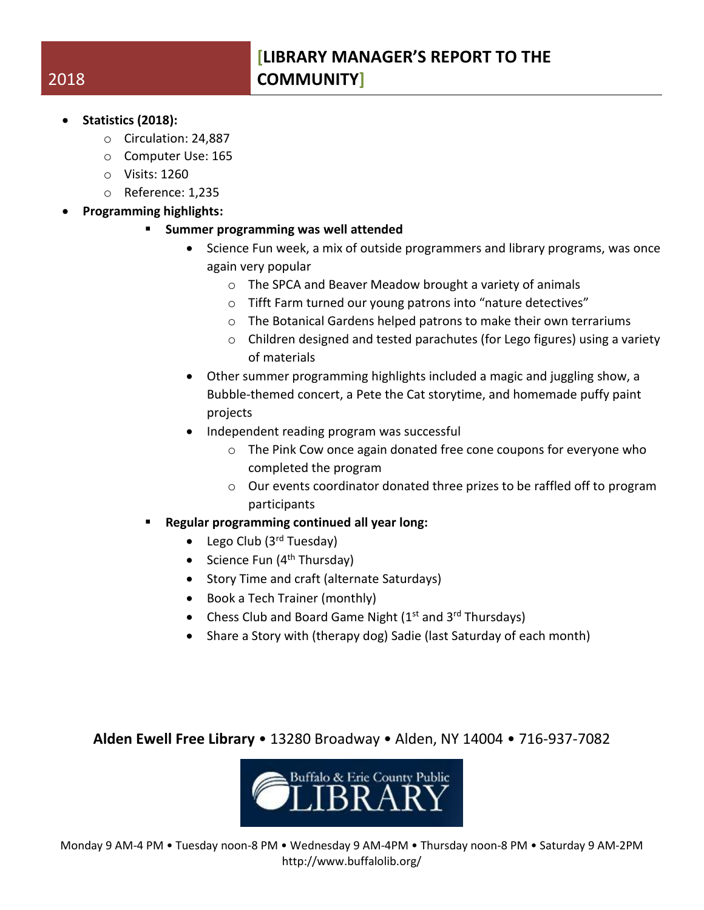2018

# [LIBRARY MANAGER'S REPORT TO THE COMMUNITY]

- **Statistics (2018):**
  - Circulation: 24,887
  - Computer Use: 165
  - Visits: 1260
  - Reference: 1,235
- **Programming highlights:**
  - **Summer programming was well attended**
    - Science Fun week, a mix of outside programmers and library programs, was once again very popular
      - The SPCA and Beaver Meadow brought a variety of animals
      - Tifft Farm turned our young patrons into "nature detectives"
      - The Botanical Gardens helped patrons to make their own terrariums
      - Children designed and tested parachutes (for Lego figures) using a variety of materials
    - Other summer programming highlights included a magic and juggling show, a Bubble-themed concert, a Pete the Cat storytime, and homemade puffy paint projects
    - Independent reading program was successful
      - The Pink Cow once again donated free cone coupons for everyone who completed the program
      - Our events coordinator donated three prizes to be raffled off to program participants
  - **Regular programming continued all year long:**
    - Lego Club (3rd Tuesday)
    - Science Fun (4th Thursday)
    - Story Time and craft (alternate Saturdays)
    - Book a Tech Trainer (monthly)
    - Chess Club and Board Game Night (1st and 3rd Thursdays)
    - Share a Story with (therapy dog) Sadie (last Saturday of each month)

**Alden Ewell Free Library** • 13280 Broadway • Alden, NY 14004 • 716-937-7082

Buffalo & Erie County Public LIBRARY

Monday 9 AM-4 PM • Tuesday noon-8 PM • Wednesday 9 AM-4PM • Thursday noon-8 PM • Saturday 9 AM-2PM
http://www.buffalolib.org/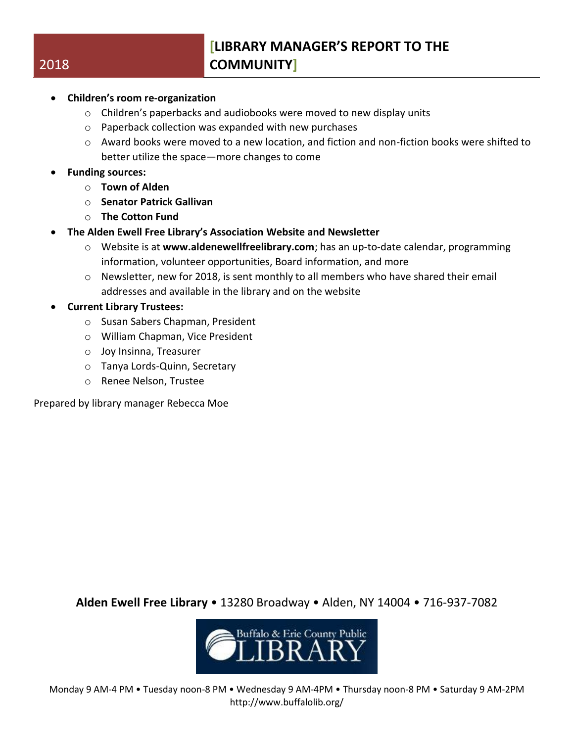- **Children's room re-organization**
  - Children's paperbacks and audiobooks were moved to new display units
  - Paperback collection was expanded with new purchases
  - Award books were moved to a new location, and fiction and non-fiction books were shifted to better utilize the space—more changes to come
- **Funding sources:**
  - **Town of Alden**
  - **Senator Patrick Gallivan**
  - **The Cotton Fund**
- **The Alden Ewell Free Library's Association Website and Newsletter**
  - Website is at **www.aldenewellfreelibrary.com**; has an up-to-date calendar, programming information, volunteer opportunities, Board information, and more
  - Newsletter, new for 2018, is sent monthly to all members who have shared their email addresses and available in the library and on the website
- **Current Library Trustees:**
  - Susan Sabers Chapman, President
  - William Chapman, Vice President
  - Joy Insinna, Treasurer
  - Tanya Lords-Quinn, Secretary
  - Renee Nelson, Trustee

Prepared by library manager Rebecca Moe

**Alden Ewell Free Library** • 13280 Broadway • Alden, NY 14004 • 716-937-7082

Buffalo & Erie County Public LIBRARY

Monday 9 AM-4 PM • Tuesday noon-8 PM • Wednesday 9 AM-4PM • Thursday noon-8 PM • Saturday 9 AM-2PM
http://www.buffalolib.org/